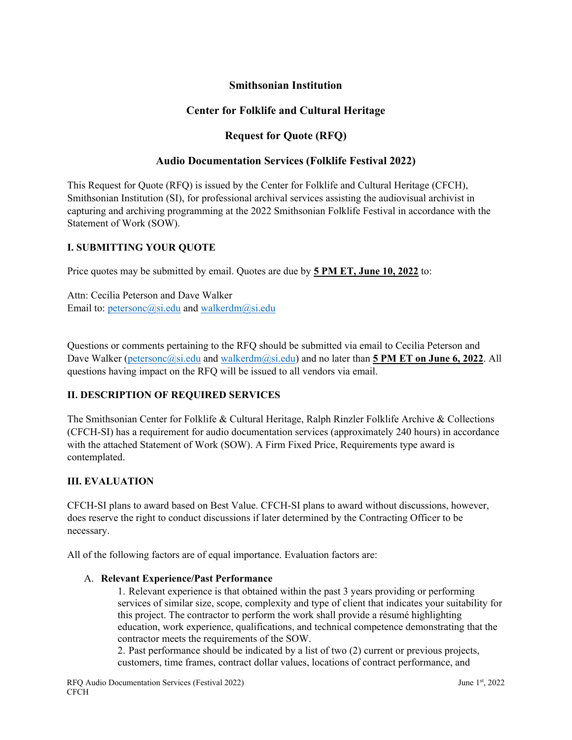**Smithsonian Institution**

**Center for Folklife and Cultural Heritage**

**Request for Quote (RFQ)**

**Audio Documentation Services (Folklife Festival 2022)**

This Request for Quote (RFQ) is issued by the Center for Folklife and Cultural Heritage (CFCH), Smithsonian Institution (SI), for professional archival services assisting the audiovisual archivist in capturing and archiving programming at the 2022 Smithsonian Folklife Festival in accordance with the Statement of Work (SOW).

## I. SUBMITTING YOUR QUOTE

Price quotes may be submitted by email. Quotes are due by **5 PM ET, June 10, 2022** to:

Attn: Cecilia Peterson and Dave Walker
Email to: petersonc@si.edu and walkerdm@si.edu

Questions or comments pertaining to the RFQ should be submitted via email to Cecilia Peterson and Dave Walker (petersonc@si.edu and walkerdm@si.edu) and no later than **5 PM ET on June 6, 2022**. All questions having impact on the RFQ will be issued to all vendors via email.

## II. DESCRIPTION OF REQUIRED SERVICES

The Smithsonian Center for Folklife & Cultural Heritage, Ralph Rinzler Folklife Archive & Collections (CFCH-SI) has a requirement for audio documentation services (approximately 240 hours) in accordance with the attached Statement of Work (SOW). A Firm Fixed Price, Requirements type award is contemplated.

## III. EVALUATION

CFCH-SI plans to award based on Best Value. CFCH-SI plans to award without discussions, however, does reserve the right to conduct discussions if later determined by the Contracting Officer to be necessary.

All of the following factors are of equal importance. Evaluation factors are:

A. **Relevant Experience/Past Performance**

1. Relevant experience is that obtained within the past 3 years providing or performing services of similar size, scope, complexity and type of client that indicates your suitability for this project. The contractor to perform the work shall provide a résumé highlighting education, work experience, qualifications, and technical competence demonstrating that the contractor meets the requirements of the SOW.
2. Past performance should be indicated by a list of two (2) current or previous projects, customers, time frames, contract dollar values, locations of contract performance, and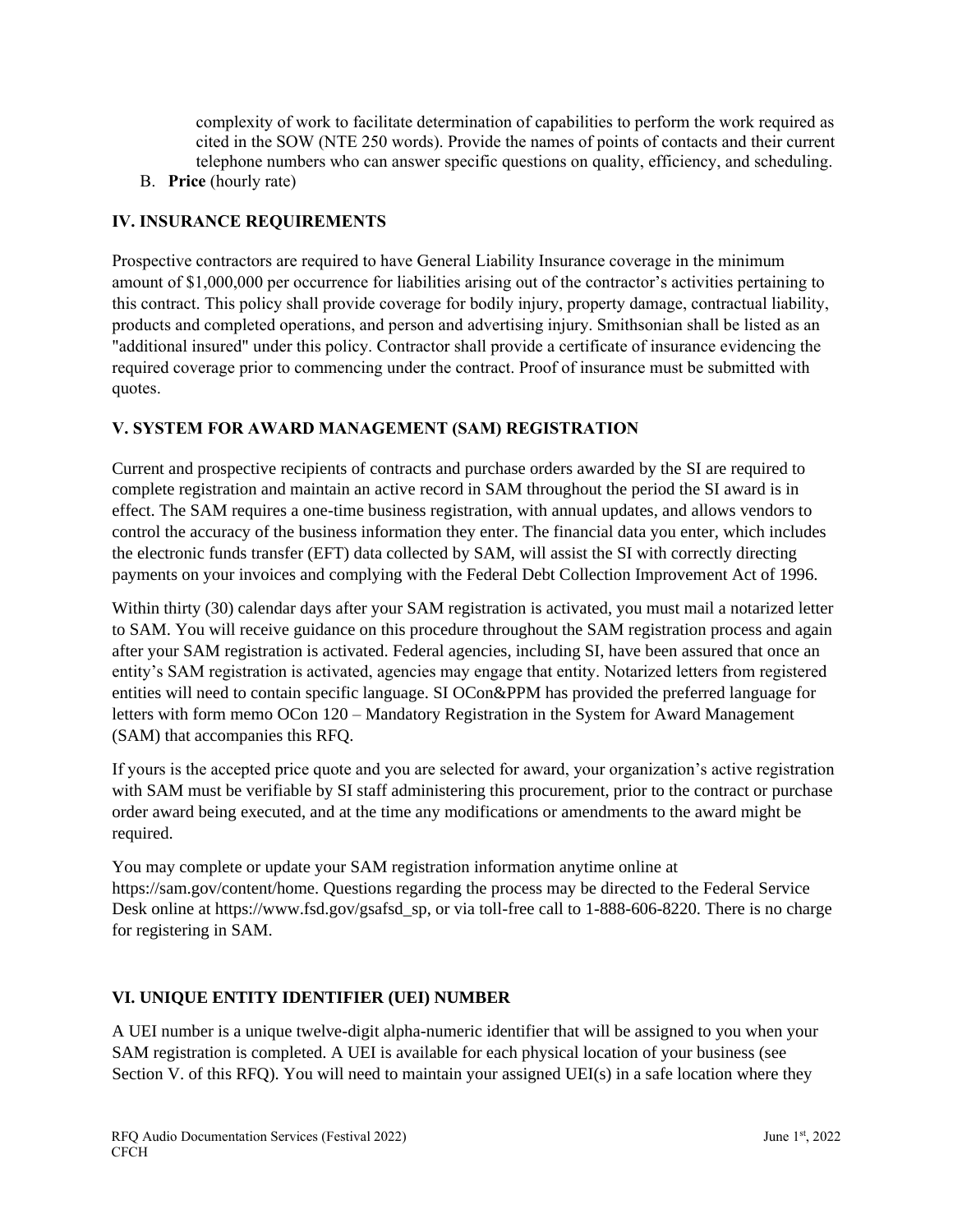complexity of work to facilitate determination of capabilities to perform the work required as cited in the SOW (NTE 250 words). Provide the names of points of contacts and their current telephone numbers who can answer specific questions on quality, efficiency, and scheduling.

B. **Price** (hourly rate)

## IV. INSURANCE REQUIREMENTS

Prospective contractors are required to have General Liability Insurance coverage in the minimum amount of $1,000,000 per occurrence for liabilities arising out of the contractor's activities pertaining to this contract. This policy shall provide coverage for bodily injury, property damage, contractual liability, products and completed operations, and person and advertising injury. Smithsonian shall be listed as an "additional insured" under this policy. Contractor shall provide a certificate of insurance evidencing the required coverage prior to commencing under the contract. Proof of insurance must be submitted with quotes.

## V. SYSTEM FOR AWARD MANAGEMENT (SAM) REGISTRATION

Current and prospective recipients of contracts and purchase orders awarded by the SI are required to complete registration and maintain an active record in SAM throughout the period the SI award is in effect. The SAM requires a one-time business registration, with annual updates, and allows vendors to control the accuracy of the business information they enter. The financial data you enter, which includes the electronic funds transfer (EFT) data collected by SAM, will assist the SI with correctly directing payments on your invoices and complying with the Federal Debt Collection Improvement Act of 1996.

Within thirty (30) calendar days after your SAM registration is activated, you must mail a notarized letter to SAM. You will receive guidance on this procedure throughout the SAM registration process and again after your SAM registration is activated. Federal agencies, including SI, have been assured that once an entity's SAM registration is activated, agencies may engage that entity. Notarized letters from registered entities will need to contain specific language. SI OCon&PPM has provided the preferred language for letters with form memo OCon 120 – Mandatory Registration in the System for Award Management (SAM) that accompanies this RFQ.

If yours is the accepted price quote and you are selected for award, your organization's active registration with SAM must be verifiable by SI staff administering this procurement, prior to the contract or purchase order award being executed, and at the time any modifications or amendments to the award might be required.

You may complete or update your SAM registration information anytime online at https://sam.gov/content/home. Questions regarding the process may be directed to the Federal Service Desk online at https://www.fsd.gov/gsafsd_sp, or via toll-free call to 1-888-606-8220. There is no charge for registering in SAM.

## VI. UNIQUE ENTITY IDENTIFIER (UEI) NUMBER

A UEI number is a unique twelve-digit alpha-numeric identifier that will be assigned to you when your SAM registration is completed. A UEI is available for each physical location of your business (see Section V. of this RFQ). You will need to maintain your assigned UEI(s) in a safe location where they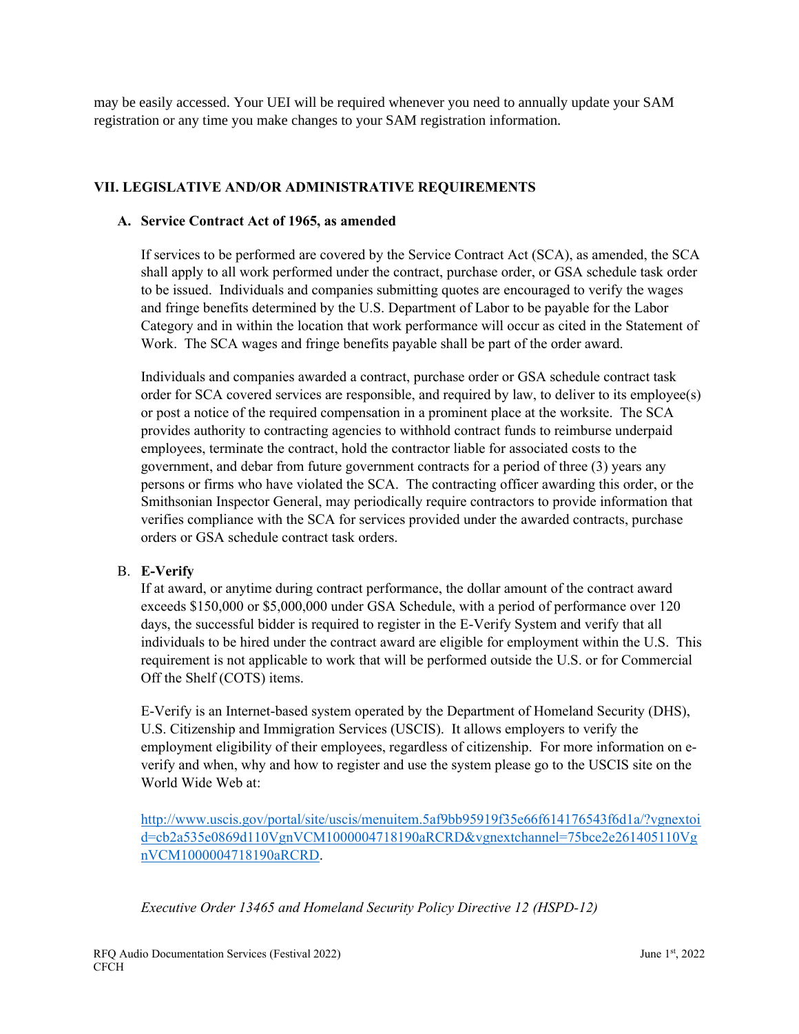may be easily accessed. Your UEI will be required whenever you need to annually update your SAM registration or any time you make changes to your SAM registration information.

## VII. LEGISLATIVE AND/OR ADMINISTRATIVE REQUIREMENTS

### A. Service Contract Act of 1965, as amended

If services to be performed are covered by the Service Contract Act (SCA), as amended, the SCA shall apply to all work performed under the contract, purchase order, or GSA schedule task order to be issued. Individuals and companies submitting quotes are encouraged to verify the wages and fringe benefits determined by the U.S. Department of Labor to be payable for the Labor Category and in within the location that work performance will occur as cited in the Statement of Work. The SCA wages and fringe benefits payable shall be part of the order award.

Individuals and companies awarded a contract, purchase order or GSA schedule contract task order for SCA covered services are responsible, and required by law, to deliver to its employee(s) or post a notice of the required compensation in a prominent place at the worksite. The SCA provides authority to contracting agencies to withhold contract funds to reimburse underpaid employees, terminate the contract, hold the contractor liable for associated costs to the government, and debar from future government contracts for a period of three (3) years any persons or firms who have violated the SCA. The contracting officer awarding this order, or the Smithsonian Inspector General, may periodically require contractors to provide information that verifies compliance with the SCA for services provided under the awarded contracts, purchase orders or GSA schedule contract task orders.

### B. E-Verify

If at award, or anytime during contract performance, the dollar amount of the contract award exceeds $150,000 or $5,000,000 under GSA Schedule, with a period of performance over 120 days, the successful bidder is required to register in the E-Verify System and verify that all individuals to be hired under the contract award are eligible for employment within the U.S. This requirement is not applicable to work that will be performed outside the U.S. or for Commercial Off the Shelf (COTS) items.

E-Verify is an Internet-based system operated by the Department of Homeland Security (DHS), U.S. Citizenship and Immigration Services (USCIS). It allows employers to verify the employment eligibility of their employees, regardless of citizenship. For more information on e-verify and when, why and how to register and use the system please go to the USCIS site on the World Wide Web at:

[http://www.uscis.gov/portal/site/uscis/menuitem.5af9bb95919f35e66f614176543f6d1a/?vgnextoid=cb2a535e0869d110VgnVCM1000004718190aRCRD&vgnextchannel=75bce2e261405110VgnVCM1000004718190aRCRD](http://www.uscis.gov/portal/site/uscis/menuitem.5af9bb95919f35e66f614176543f6d1a/?vgnextoid=cb2a535e0869d110VgnVCM1000004718190aRCRD&vgnextchannel=75bce2e261405110VgnVCM1000004718190aRCRD).

*Executive Order 13465 and Homeland Security Policy Directive 12 (HSPD-12)*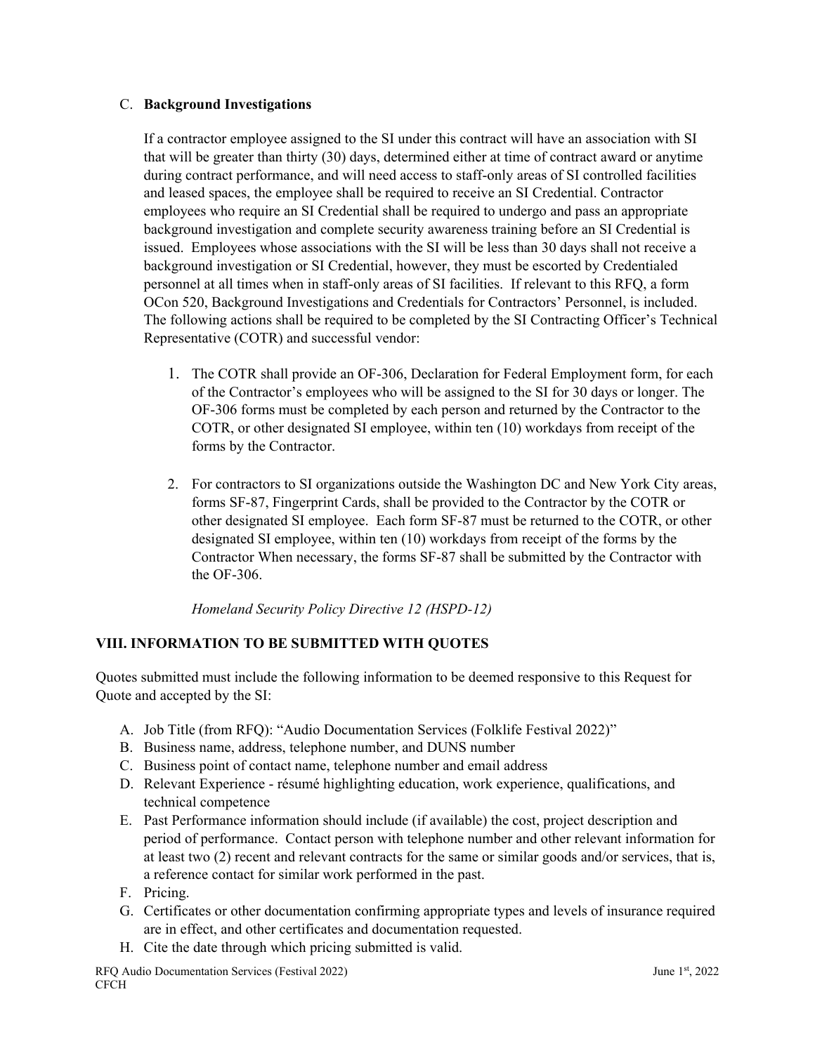C. **Background Investigations**

If a contractor employee assigned to the SI under this contract will have an association with SI that will be greater than thirty (30) days, determined either at time of contract award or anytime during contract performance, and will need access to staff-only areas of SI controlled facilities and leased spaces, the employee shall be required to receive an SI Credential. Contractor employees who require an SI Credential shall be required to undergo and pass an appropriate background investigation and complete security awareness training before an SI Credential is issued. Employees whose associations with the SI will be less than 30 days shall not receive a background investigation or SI Credential, however, they must be escorted by Credentialed personnel at all times when in staff-only areas of SI facilities. If relevant to this RFQ, a form OCon 520, Background Investigations and Credentials for Contractors' Personnel, is included. The following actions shall be required to be completed by the SI Contracting Officer's Technical Representative (COTR) and successful vendor:

1. The COTR shall provide an OF-306, Declaration for Federal Employment form, for each of the Contractor's employees who will be assigned to the SI for 30 days or longer. The OF-306 forms must be completed by each person and returned by the Contractor to the COTR, or other designated SI employee, within ten (10) workdays from receipt of the forms by the Contractor.

2. For contractors to SI organizations outside the Washington DC and New York City areas, forms SF-87, Fingerprint Cards, shall be provided to the Contractor by the COTR or other designated SI employee. Each form SF-87 must be returned to the COTR, or other designated SI employee, within ten (10) workdays from receipt of the forms by the Contractor When necessary, the forms SF-87 shall be submitted by the Contractor with the OF-306.

   *Homeland Security Policy Directive 12 (HSPD-12)*

## VIII. INFORMATION TO BE SUBMITTED WITH QUOTES

Quotes submitted must include the following information to be deemed responsive to this Request for Quote and accepted by the SI:

A. Job Title (from RFQ): "Audio Documentation Services (Folklife Festival 2022)"
B. Business name, address, telephone number, and DUNS number
C. Business point of contact name, telephone number and email address
D. Relevant Experience - résumé highlighting education, work experience, qualifications, and technical competence
E. Past Performance information should include (if available) the cost, project description and period of performance. Contact person with telephone number and other relevant information for at least two (2) recent and relevant contracts for the same or similar goods and/or services, that is, a reference contact for similar work performed in the past.
F. Pricing.
G. Certificates or other documentation confirming appropriate types and levels of insurance required are in effect, and other certificates and documentation requested.
H. Cite the date through which pricing submitted is valid.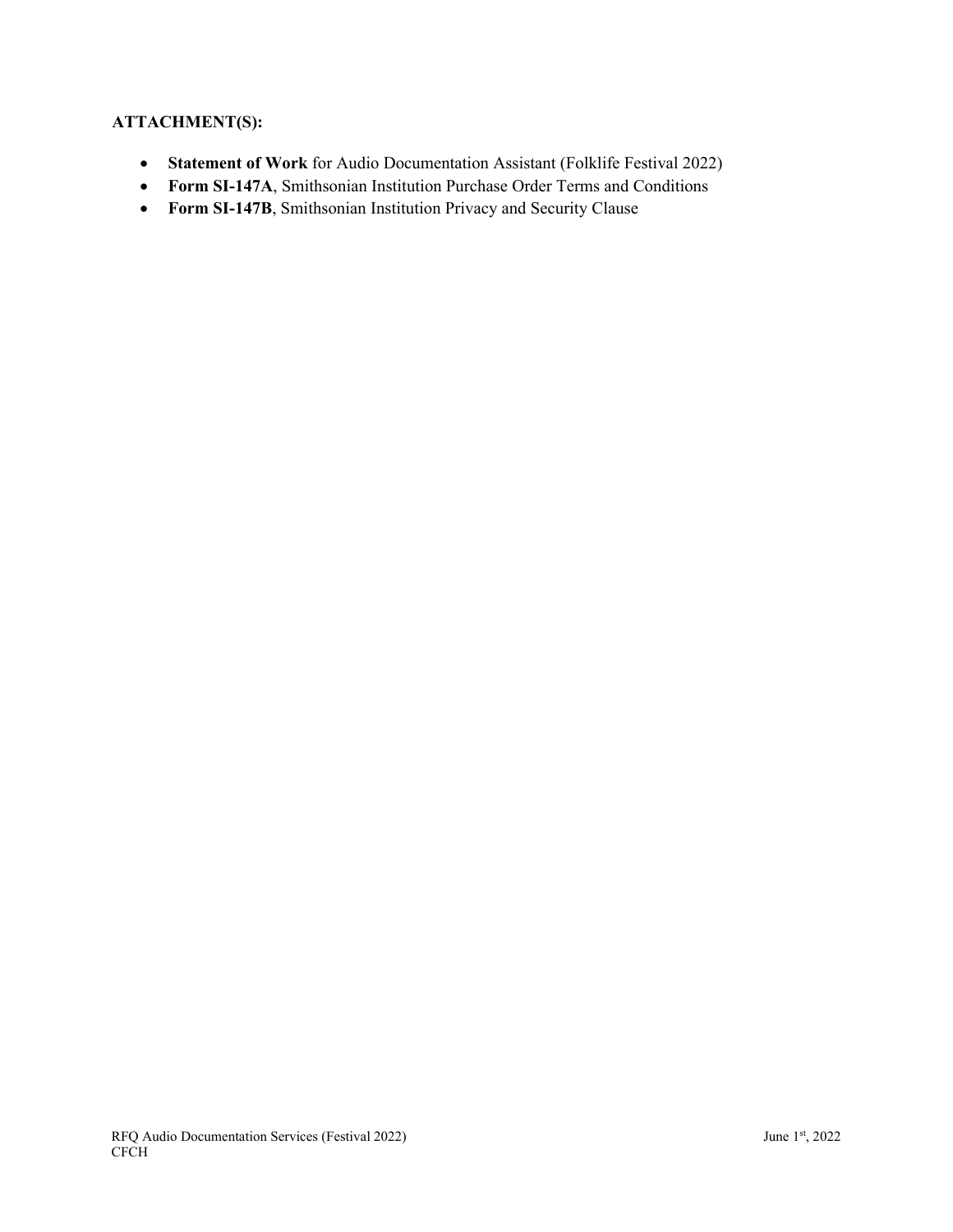**ATTACHMENT(S):**

- **Statement of Work** for Audio Documentation Assistant (Folklife Festival 2022)
- **Form SI-147A**, Smithsonian Institution Purchase Order Terms and Conditions
- **Form SI-147B**, Smithsonian Institution Privacy and Security Clause